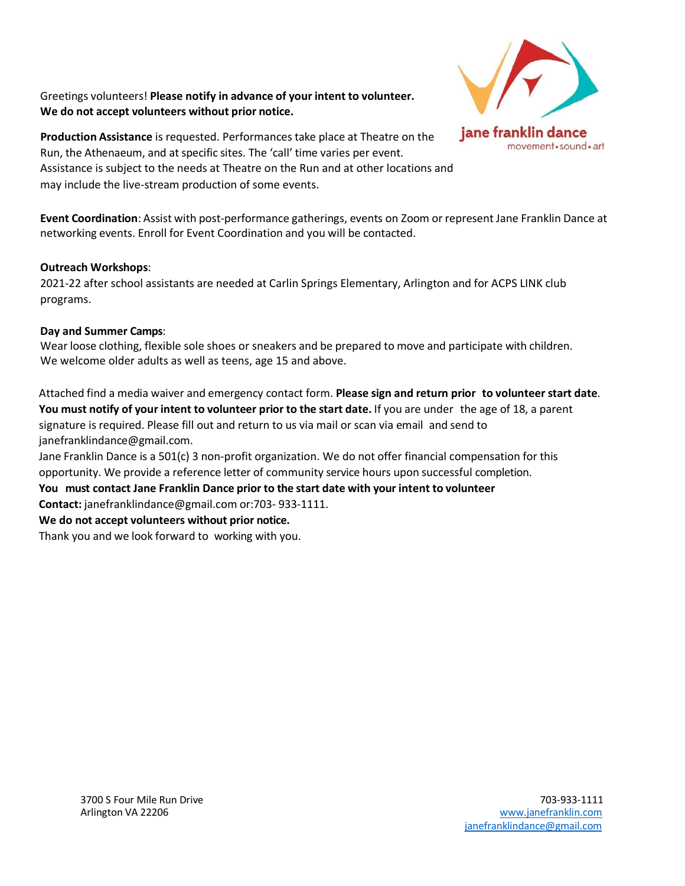jane franklin dance
movement•sound•art

Greetings volunteers! **Please notify in advance of your intent to volunteer. We do not accept volunteers without prior notice.**

**Production Assistance** is requested. Performances take place at Theatre on the Run, the Athenaeum, and at specific sites. The 'call' time varies per event. Assistance is subject to the needs at Theatre on the Run and at other locations and may include the live-stream production of some events.

**Event Coordination**: Assist with post-performance gatherings, events on Zoom or represent Jane Franklin Dance at networking events. Enroll for Event Coordination and you will be contacted.

**Outreach Workshops**:
2021-22 after school assistants are needed at Carlin Springs Elementary, Arlington and for ACPS LINK club programs.

**Day and Summer Camps**:
Wear loose clothing, flexible sole shoes or sneakers and be prepared to move and participate with children. We welcome older adults as well as teens, age 15 and above.

Attached find a media waiver and emergency contact form. **Please sign and return prior to volunteer start date**. **You must notify of your intent to volunteer prior to the start date.** If you are under the age of 18, a parent signature is required. Please fill out and return to us via mail or scan via email and send to janefranklindance@gmail.com.
Jane Franklin Dance is a 501(c) 3 non-profit organization. We do not offer financial compensation for this opportunity. We provide a reference letter of community service hours upon successful completion.
**You must contact Jane Franklin Dance prior to the start date with your intent to volunteer**
**Contact:** janefranklindance@gmail.com or:703- 933-1111.
**We do not accept volunteers without prior notice.**
Thank you and we look forward to working with you.

3700 S Four Mile Run Drive
Arlington VA 22206

703-933-1111
www.janefranklin.com
janefranklindance@gmail.com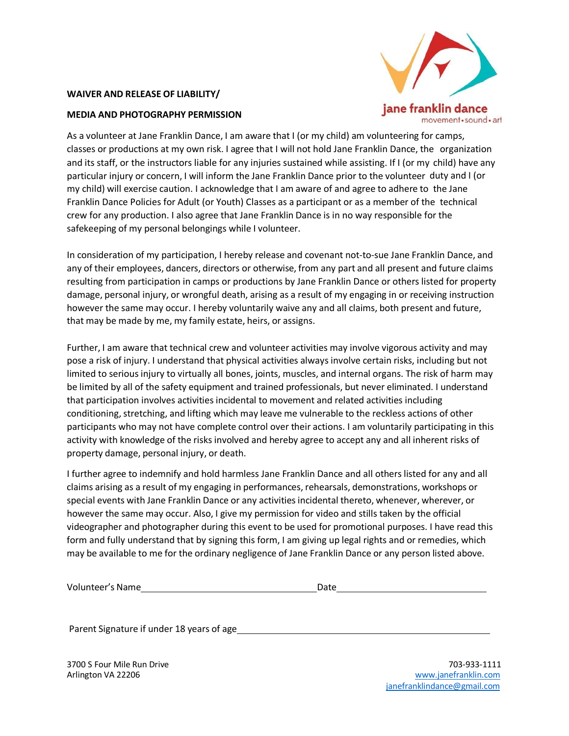**WAIVER AND RELEASE OF LIABILITY/**

**MEDIA AND PHOTOGRAPHY PERMISSION**

jane franklin dance
movement • sound • art

As a volunteer at Jane Franklin Dance, I am aware that I (or my child) am volunteering for camps, classes or productions at my own risk. I agree that I will not hold Jane Franklin Dance, the organization and its staff, or the instructors liable for any injuries sustained while assisting. If I (or my child) have any particular injury or concern, I will inform the Jane Franklin Dance prior to the volunteer duty and I (or my child) will exercise caution. I acknowledge that I am aware of and agree to adhere to the Jane Franklin Dance Policies for Adult (or Youth) Classes as a participant or as a member of the technical crew for any production. I also agree that Jane Franklin Dance is in no way responsible for the safekeeping of my personal belongings while I volunteer.

In consideration of my participation, I hereby release and covenant not-to-sue Jane Franklin Dance, and any of their employees, dancers, directors or otherwise, from any part and all present and future claims resulting from participation in camps or productions by Jane Franklin Dance or others listed for property damage, personal injury, or wrongful death, arising as a result of my engaging in or receiving instruction however the same may occur. I hereby voluntarily waive any and all claims, both present and future, that may be made by me, my family estate, heirs, or assigns.

Further, I am aware that technical crew and volunteer activities may involve vigorous activity and may pose a risk of injury. I understand that physical activities always involve certain risks, including but not limited to serious injury to virtually all bones, joints, muscles, and internal organs. The risk of harm may be limited by all of the safety equipment and trained professionals, but never eliminated. I understand that participation involves activities incidental to movement and related activities including conditioning, stretching, and lifting which may leave me vulnerable to the reckless actions of other participants who may not have complete control over their actions. I am voluntarily participating in this activity with knowledge of the risks involved and hereby agree to accept any and all inherent risks of property damage, personal injury, or death.

I further agree to indemnify and hold harmless Jane Franklin Dance and all others listed for any and all claims arising as a result of my engaging in performances, rehearsals, demonstrations, workshops or special events with Jane Franklin Dance or any activities incidental thereto, whenever, wherever, or however the same may occur. Also, I give my permission for video and stills taken by the official videographer and photographer during this event to be used for promotional purposes. I have read this form and fully understand that by signing this form, I am giving up legal rights and or remedies, which may be available to me for the ordinary negligence of Jane Franklin Dance or any person listed above.

Volunteer's Name\_\_\_\_\_\_\_\_\_\_\_\_\_\_\_\_\_\_\_\_\_\_\_\_\_\_\_\_\_\_\_\_\_\_\_\_ Date\_\_\_\_\_\_\_\_\_\_\_\_\_\_\_\_\_\_\_\_\_\_\_\_\_\_\_\_\_\_

Parent Signature if under 18 years of age\_\_\_\_\_\_\_\_\_\_\_\_\_\_\_\_\_\_\_\_\_\_\_\_\_\_\_\_\_\_\_\_\_\_\_\_\_\_\_\_\_\_\_\_\_\_\_\_

3700 S Four Mile Run Drive
Arlington VA 22206

703-933-1111
www.janefranklin.com
janefranklindance@gmail.com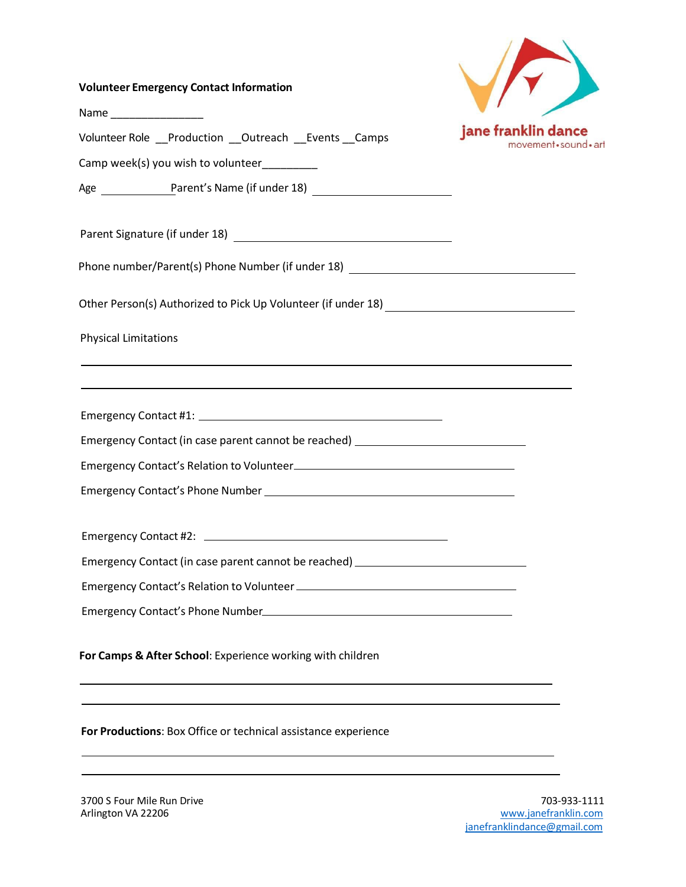**Volunteer Emergency Contact Information**

jane franklin dance
movement • sound • art

Name _______________

Volunteer Role __Production __Outreach __Events __Camps

Camp week(s) you wish to volunteer_________

Age ___________ Parent's Name (if under 18) ______________________

Parent Signature (if under 18) ______________________________

Phone number/Parent(s) Phone Number (if under 18) ______________________________

Other Person(s) Authorized to Pick Up Volunteer (if under 18) ______________________________

Physical Limitations

______________________________________________________________________

______________________________________________________________________

Emergency Contact #1: ______________________________

Emergency Contact (in case parent cannot be reached) ______________________________

Emergency Contact's Relation to Volunteer______________________________

Emergency Contact's Phone Number ______________________________

Emergency Contact #2: ______________________________

Emergency Contact (in case parent cannot be reached) ______________________________

Emergency Contact's Relation to Volunteer ______________________________

Emergency Contact's Phone Number______________________________

**For Camps & After School**: Experience working with children

______________________________________________________________________

______________________________________________________________________

**For Productions**: Box Office or technical assistance experience

______________________________________________________________________

______________________________________________________________________

3700 S Four Mile Run Drive
Arlington VA 22206

703-933-1111
www.janefranklin.com
janefranklindance@gmail.com